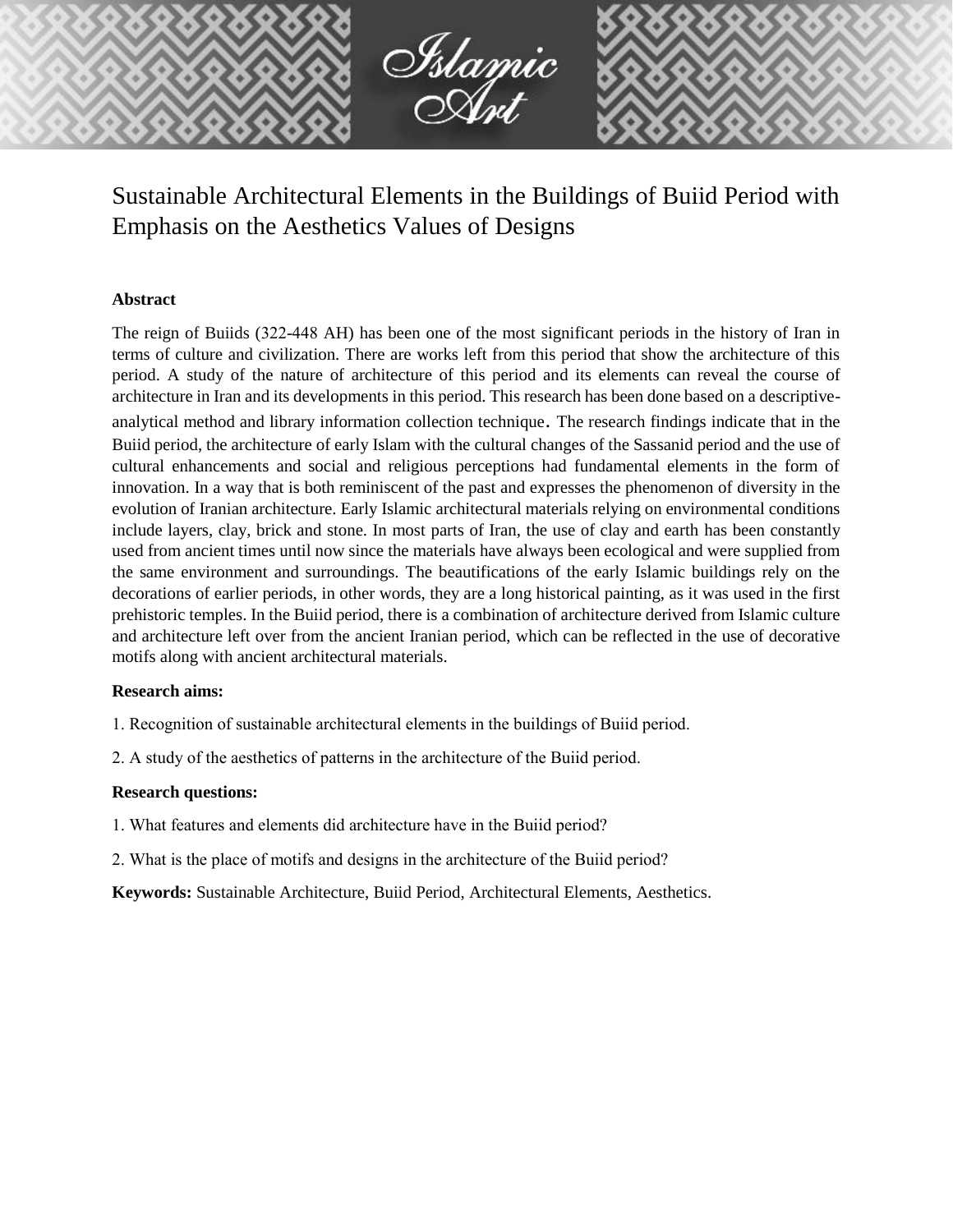# Sustainable Architectural Elements in the Buildings of Buiid Period with Emphasis on the Aesthetics Values of Designs

**Abstract**

The reign of Buiids (322-448 AH) has been one of the most significant periods in the history of Iran in terms of culture and civilization. There are works left from this period that show the architecture of this period. A study of the nature of architecture of this period and its elements can reveal the course of architecture in Iran and its developments in this period. This research has been done based on a descriptive-analytical method and library information collection technique. The research findings indicate that in the Buiid period, the architecture of early Islam with the cultural changes of the Sassanid period and the use of cultural enhancements and social and religious perceptions had fundamental elements in the form of innovation. In a way that is both reminiscent of the past and expresses the phenomenon of diversity in the evolution of Iranian architecture. Early Islamic architectural materials relying on environmental conditions include layers, clay, brick and stone. In most parts of Iran, the use of clay and earth has been constantly used from ancient times until now since the materials have always been ecological and were supplied from the same environment and surroundings. The beautifications of the early Islamic buildings rely on the decorations of earlier periods, in other words, they are a long historical painting, as it was used in the first prehistoric temples. In the Buiid period, there is a combination of architecture derived from Islamic culture and architecture left over from the ancient Iranian period, which can be reflected in the use of decorative motifs along with ancient architectural materials.

**Research aims:**

1. Recognition of sustainable architectural elements in the buildings of Buiid period.

2. A study of the aesthetics of patterns in the architecture of the Buiid period.

**Research questions:**

1. What features and elements did architecture have in the Buiid period?

2. What is the place of motifs and designs in the architecture of the Buiid period?

**Keywords:** Sustainable Architecture, Buiid Period, Architectural Elements, Aesthetics.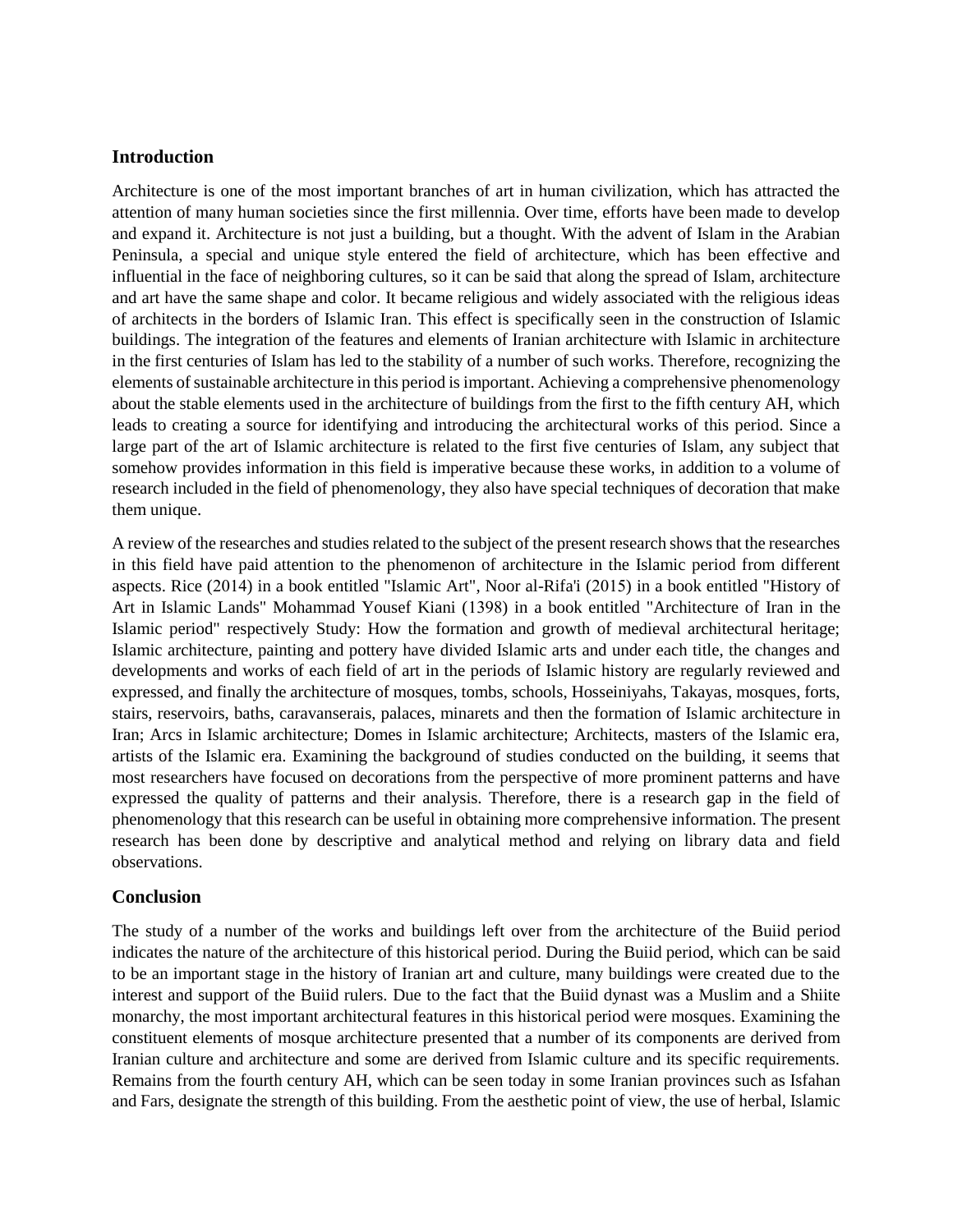## Introduction

Architecture is one of the most important branches of art in human civilization, which has attracted the attention of many human societies since the first millennia. Over time, efforts have been made to develop and expand it. Architecture is not just a building, but a thought. With the advent of Islam in the Arabian Peninsula, a special and unique style entered the field of architecture, which has been effective and influential in the face of neighboring cultures, so it can be said that along the spread of Islam, architecture and art have the same shape and color. It became religious and widely associated with the religious ideas of architects in the borders of Islamic Iran. This effect is specifically seen in the construction of Islamic buildings. The integration of the features and elements of Iranian architecture with Islamic in architecture in the first centuries of Islam has led to the stability of a number of such works. Therefore, recognizing the elements of sustainable architecture in this period is important. Achieving a comprehensive phenomenology about the stable elements used in the architecture of buildings from the first to the fifth century AH, which leads to creating a source for identifying and introducing the architectural works of this period. Since a large part of the art of Islamic architecture is related to the first five centuries of Islam, any subject that somehow provides information in this field is imperative because these works, in addition to a volume of research included in the field of phenomenology, they also have special techniques of decoration that make them unique.

A review of the researches and studies related to the subject of the present research shows that the researches in this field have paid attention to the phenomenon of architecture in the Islamic period from different aspects. Rice (2014) in a book entitled "Islamic Art", Noor al-Rifa'i (2015) in a book entitled "History of Art in Islamic Lands" Mohammad Yousef Kiani (1398) in a book entitled "Architecture of Iran in the Islamic period" respectively Study: How the formation and growth of medieval architectural heritage; Islamic architecture, painting and pottery have divided Islamic arts and under each title, the changes and developments and works of each field of art in the periods of Islamic history are regularly reviewed and expressed, and finally the architecture of mosques, tombs, schools, Hosseiniyahs, Takayas, mosques, forts, stairs, reservoirs, baths, caravanserais, palaces, minarets and then the formation of Islamic architecture in Iran; Arcs in Islamic architecture; Domes in Islamic architecture; Architects, masters of the Islamic era, artists of the Islamic era. Examining the background of studies conducted on the building, it seems that most researchers have focused on decorations from the perspective of more prominent patterns and have expressed the quality of patterns and their analysis. Therefore, there is a research gap in the field of phenomenology that this research can be useful in obtaining more comprehensive information. The present research has been done by descriptive and analytical method and relying on library data and field observations.

## Conclusion

The study of a number of the works and buildings left over from the architecture of the Buiid period indicates the nature of the architecture of this historical period. During the Buiid period, which can be said to be an important stage in the history of Iranian art and culture, many buildings were created due to the interest and support of the Buiid rulers. Due to the fact that the Buiid dynast was a Muslim and a Shiite monarchy, the most important architectural features in this historical period were mosques. Examining the constituent elements of mosque architecture presented that a number of its components are derived from Iranian culture and architecture and some are derived from Islamic culture and its specific requirements. Remains from the fourth century AH, which can be seen today in some Iranian provinces such as Isfahan and Fars, designate the strength of this building. From the aesthetic point of view, the use of herbal, Islamic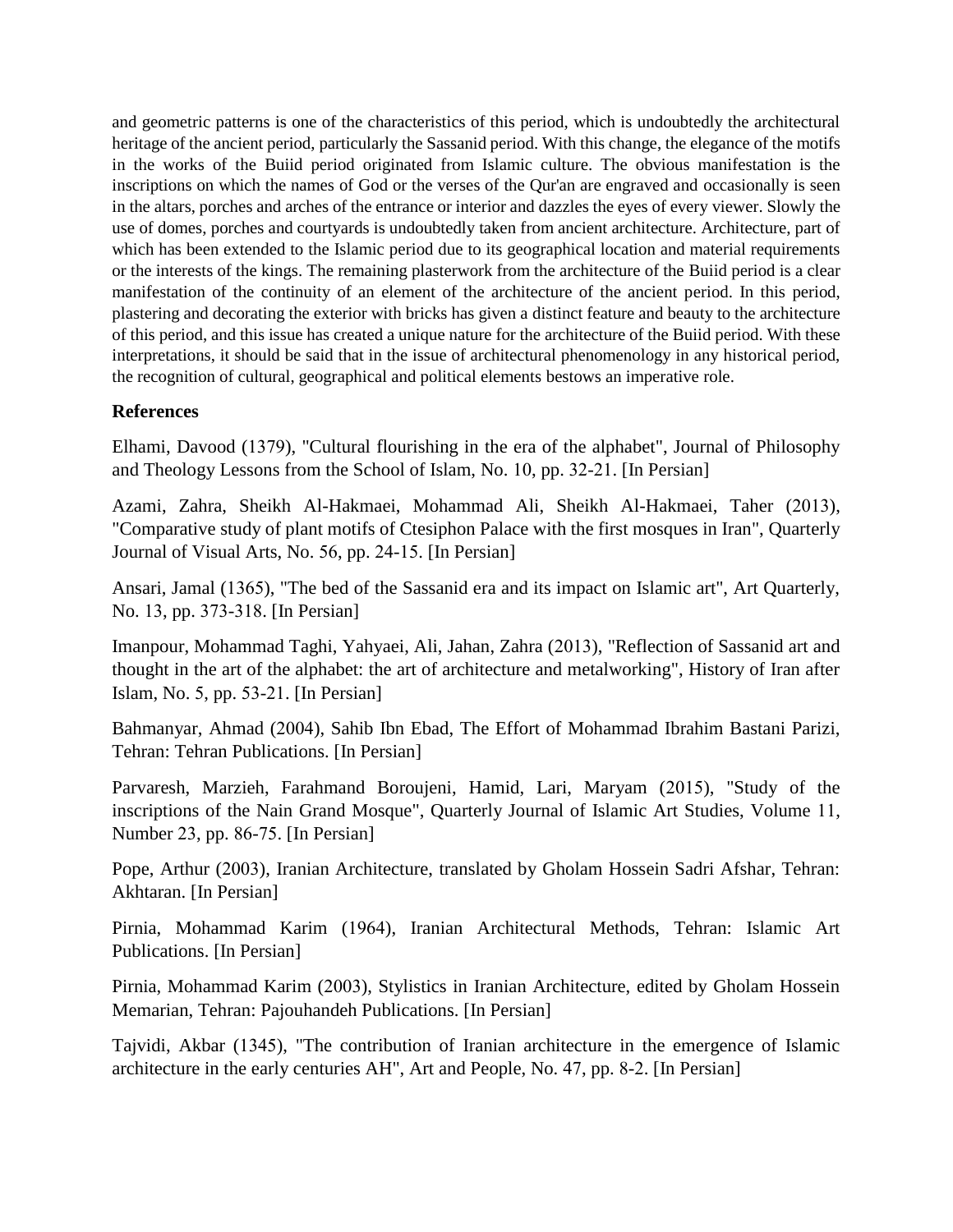and geometric patterns is one of the characteristics of this period, which is undoubtedly the architectural heritage of the ancient period, particularly the Sassanid period. With this change, the elegance of the motifs in the works of the Buiid period originated from Islamic culture. The obvious manifestation is the inscriptions on which the names of God or the verses of the Qur'an are engraved and occasionally is seen in the altars, porches and arches of the entrance or interior and dazzles the eyes of every viewer. Slowly the use of domes, porches and courtyards is undoubtedly taken from ancient architecture. Architecture, part of which has been extended to the Islamic period due to its geographical location and material requirements or the interests of the kings. The remaining plasterwork from the architecture of the Buiid period is a clear manifestation of the continuity of an element of the architecture of the ancient period. In this period, plastering and decorating the exterior with bricks has given a distinct feature and beauty to the architecture of this period, and this issue has created a unique nature for the architecture of the Buiid period. With these interpretations, it should be said that in the issue of architectural phenomenology in any historical period, the recognition of cultural, geographical and political elements bestows an imperative role.

### References

Elhami, Davood (1379), "Cultural flourishing in the era of the alphabet", Journal of Philosophy and Theology Lessons from the School of Islam, No. 10, pp. 32-21. [In Persian]

Azami, Zahra, Sheikh Al-Hakmaei, Mohammad Ali, Sheikh Al-Hakmaei, Taher (2013), "Comparative study of plant motifs of Ctesiphon Palace with the first mosques in Iran", Quarterly Journal of Visual Arts, No. 56, pp. 24-15. [In Persian]

Ansari, Jamal (1365), "The bed of the Sassanid era and its impact on Islamic art", Art Quarterly, No. 13, pp. 373-318. [In Persian]

Imanpour, Mohammad Taghi, Yahyaei, Ali, Jahan, Zahra (2013), "Reflection of Sassanid art and thought in the art of the alphabet: the art of architecture and metalworking", History of Iran after Islam, No. 5, pp. 53-21. [In Persian]

Bahmanyar, Ahmad (2004), Sahib Ibn Ebad, The Effort of Mohammad Ibrahim Bastani Parizi, Tehran: Tehran Publications. [In Persian]

Parvaresh, Marzieh, Farahmand Boroujeni, Hamid, Lari, Maryam (2015), "Study of the inscriptions of the Nain Grand Mosque", Quarterly Journal of Islamic Art Studies, Volume 11, Number 23, pp. 86-75. [In Persian]

Pope, Arthur (2003), Iranian Architecture, translated by Gholam Hossein Sadri Afshar, Tehran: Akhtaran. [In Persian]

Pirnia, Mohammad Karim (1964), Iranian Architectural Methods, Tehran: Islamic Art Publications. [In Persian]

Pirnia, Mohammad Karim (2003), Stylistics in Iranian Architecture, edited by Gholam Hossein Memarian, Tehran: Pajouhandeh Publications. [In Persian]

Tajvidi, Akbar (1345), "The contribution of Iranian architecture in the emergence of Islamic architecture in the early centuries AH", Art and People, No. 47, pp. 8-2. [In Persian]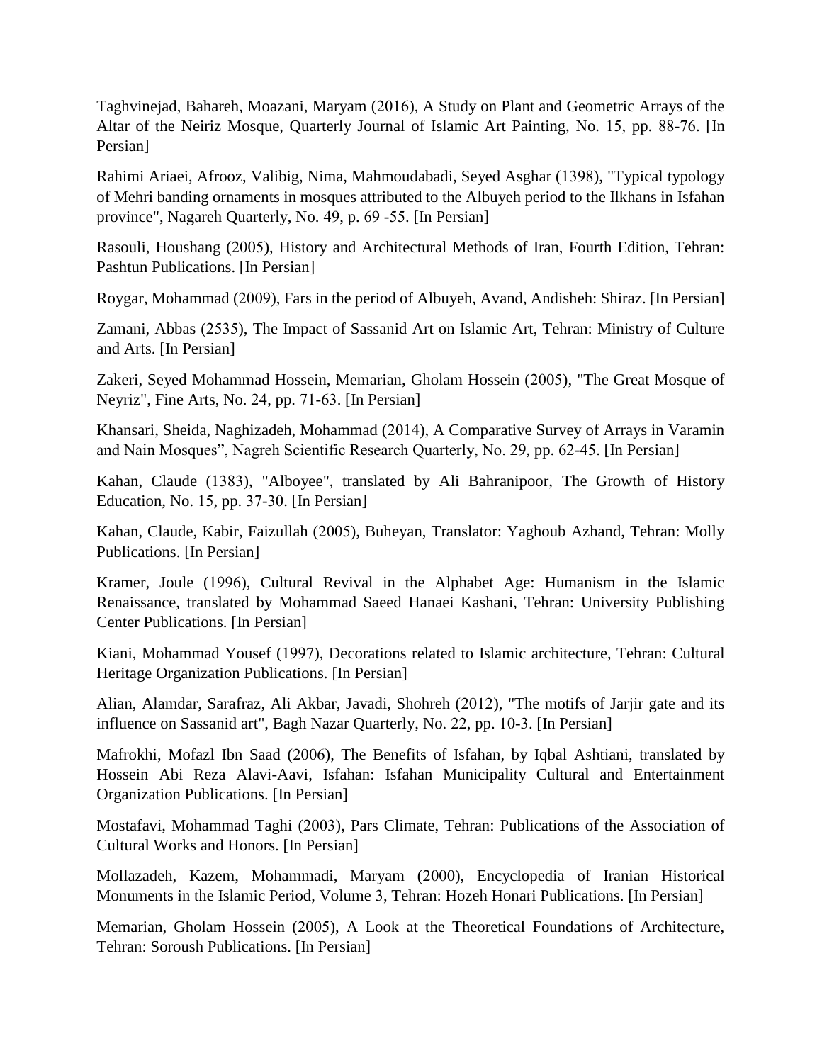Taghvinejad, Bahareh, Moazani, Maryam (2016), A Study on Plant and Geometric Arrays of the Altar of the Neiriz Mosque, Quarterly Journal of Islamic Art Painting, No. 15, pp. 88-76. [In Persian]

Rahimi Ariaei, Afrooz, Valibig, Nima, Mahmoudabadi, Seyed Asghar (1398), "Typical typology of Mehri banding ornaments in mosques attributed to the Albuyeh period to the Ilkhans in Isfahan province", Nagareh Quarterly, No. 49, p. 69 -55. [In Persian]

Rasouli, Houshang (2005), History and Architectural Methods of Iran, Fourth Edition, Tehran: Pashtun Publications. [In Persian]

Roygar, Mohammad (2009), Fars in the period of Albuyeh, Avand, Andisheh: Shiraz. [In Persian]

Zamani, Abbas (2535), The Impact of Sassanid Art on Islamic Art, Tehran: Ministry of Culture and Arts. [In Persian]

Zakeri, Seyed Mohammad Hossein, Memarian, Gholam Hossein (2005), "The Great Mosque of Neyriz", Fine Arts, No. 24, pp. 71-63. [In Persian]

Khansari, Sheida, Naghizadeh, Mohammad (2014), A Comparative Survey of Arrays in Varamin and Nain Mosques", Nagreh Scientific Research Quarterly, No. 29, pp. 62-45. [In Persian]

Kahan, Claude (1383), "Alboyee", translated by Ali Bahranipoor, The Growth of History Education, No. 15, pp. 37-30. [In Persian]

Kahan, Claude, Kabir, Faizullah (2005), Buheyan, Translator: Yaghoub Azhand, Tehran: Molly Publications. [In Persian]

Kramer, Joule (1996), Cultural Revival in the Alphabet Age: Humanism in the Islamic Renaissance, translated by Mohammad Saeed Hanaei Kashani, Tehran: University Publishing Center Publications. [In Persian]

Kiani, Mohammad Yousef (1997), Decorations related to Islamic architecture, Tehran: Cultural Heritage Organization Publications. [In Persian]

Alian, Alamdar, Sarafraz, Ali Akbar, Javadi, Shohreh (2012), "The motifs of Jarjir gate and its influence on Sassanid art", Bagh Nazar Quarterly, No. 22, pp. 10-3. [In Persian]

Mafrokhi, Mofazl Ibn Saad (2006), The Benefits of Isfahan, by Iqbal Ashtiani, translated by Hossein Abi Reza Alavi-Aavi, Isfahan: Isfahan Municipality Cultural and Entertainment Organization Publications. [In Persian]

Mostafavi, Mohammad Taghi (2003), Pars Climate, Tehran: Publications of the Association of Cultural Works and Honors. [In Persian]

Mollazadeh, Kazem, Mohammadi, Maryam (2000), Encyclopedia of Iranian Historical Monuments in the Islamic Period, Volume 3, Tehran: Hozeh Honari Publications. [In Persian]

Memarian, Gholam Hossein (2005), A Look at the Theoretical Foundations of Architecture, Tehran: Soroush Publications. [In Persian]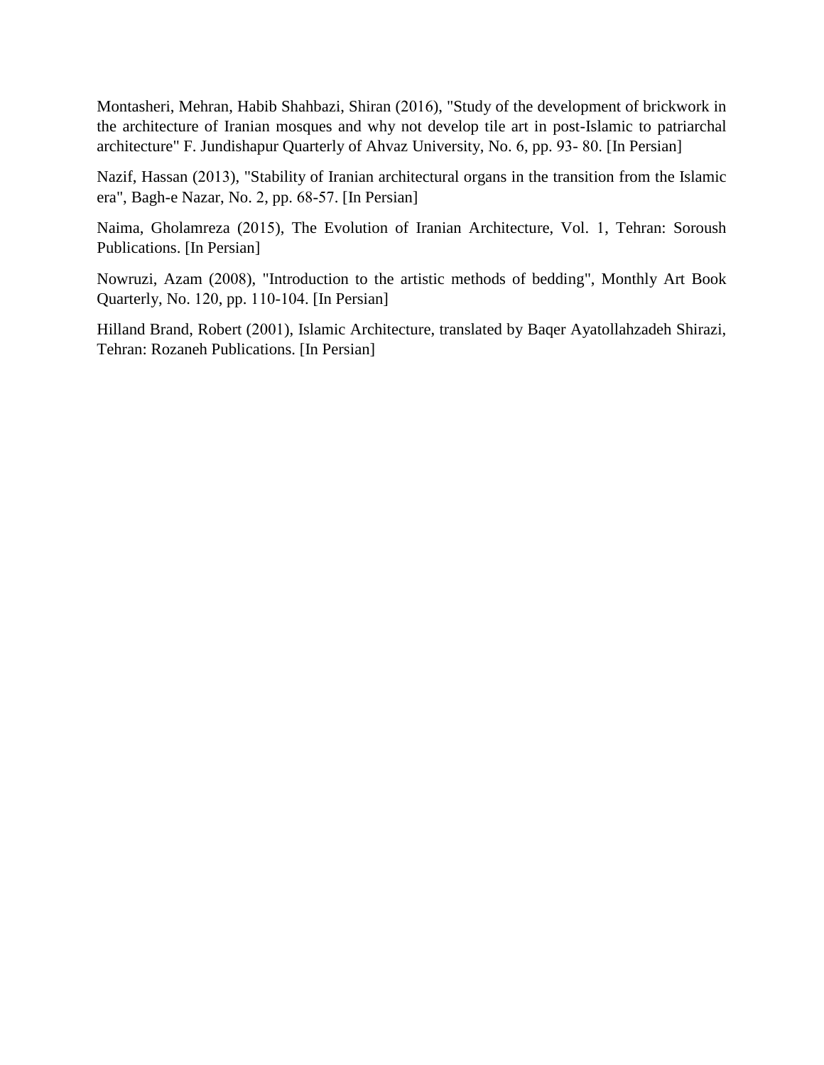Montasheri, Mehran, Habib Shahbazi, Shiran (2016), "Study of the development of brickwork in the architecture of Iranian mosques and why not develop tile art in post-Islamic to patriarchal architecture" F. Jundishapur Quarterly of Ahvaz University, No. 6, pp. 93- 80. [In Persian]

Nazif, Hassan (2013), "Stability of Iranian architectural organs in the transition from the Islamic era", Bagh-e Nazar, No. 2, pp. 68-57. [In Persian]

Naima, Gholamreza (2015), The Evolution of Iranian Architecture, Vol. 1, Tehran: Soroush Publications. [In Persian]

Nowruzi, Azam (2008), "Introduction to the artistic methods of bedding", Monthly Art Book Quarterly, No. 120, pp. 110-104. [In Persian]

Hilland Brand, Robert (2001), Islamic Architecture, translated by Baqer Ayatollahzadeh Shirazi, Tehran: Rozaneh Publications. [In Persian]